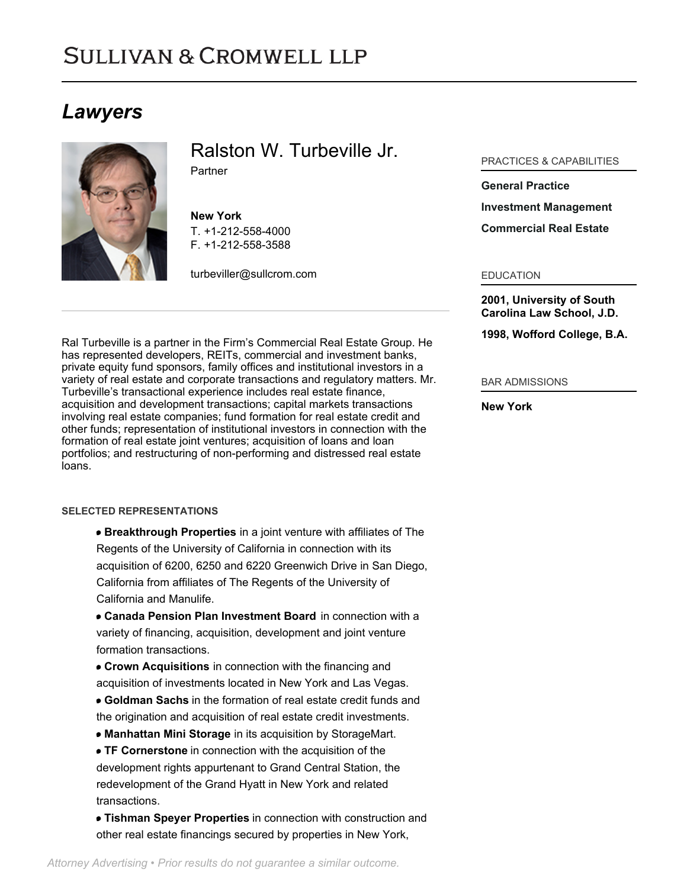# Sullivan & Cromwell LLP

## Lawyers

### Ralston W. Turbeville Jr.

Partner

**New York**
T. +1-212-558-4000
F. +1-212-558-3588

turbeviller@sullcrom.com

PRACTICES & CAPABILITIES

**General Practice**

**Investment Management**

**Commercial Real Estate**

EDUCATION

**2001, University of South Carolina Law School, J.D.**

**1998, Wofford College, B.A.**

BAR ADMISSIONS

**New York**

Ral Turbeville is a partner in the Firm's Commercial Real Estate Group. He has represented developers, REITs, commercial and investment banks, private equity fund sponsors, family offices and institutional investors in a variety of real estate and corporate transactions and regulatory matters. Mr. Turbeville's transactional experience includes real estate finance, acquisition and development transactions; capital markets transactions involving real estate companies; fund formation for real estate credit and other funds; representation of institutional investors in connection with the formation of real estate joint ventures; acquisition of loans and loan portfolios; and restructuring of non-performing and distressed real estate loans.

#### SELECTED REPRESENTATIONS

- **Breakthrough Properties** in a joint venture with affiliates of The Regents of the University of California in connection with its acquisition of 6200, 6250 and 6220 Greenwich Drive in San Diego, California from affiliates of The Regents of the University of California and Manulife.
- **Canada Pension Plan Investment Board** in connection with a variety of financing, acquisition, development and joint venture formation transactions.
- **Crown Acquisitions** in connection with the financing and acquisition of investments located in New York and Las Vegas.
- **Goldman Sachs** in the formation of real estate credit funds and the origination and acquisition of real estate credit investments.
- **Manhattan Mini Storage** in its acquisition by StorageMart.
- **TF Cornerstone** in connection with the acquisition of the development rights appurtenant to Grand Central Station, the redevelopment of the Grand Hyatt in New York and related transactions.
- **Tishman Speyer Properties** in connection with construction and other real estate financings secured by properties in New York,

*Attorney Advertising • Prior results do not guarantee a similar outcome.*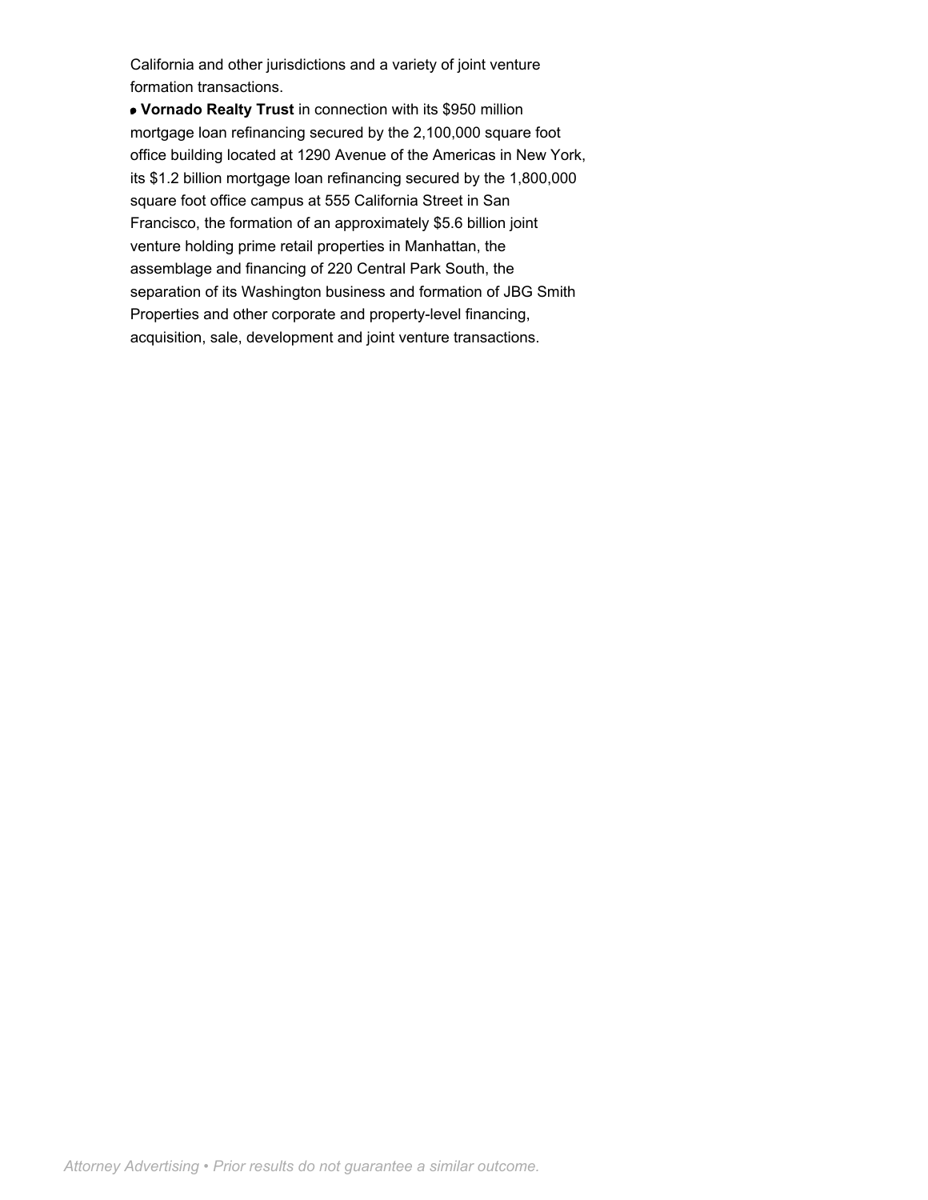California and other jurisdictions and a variety of joint venture formation transactions.

- **Vornado Realty Trust** in connection with its $950 million mortgage loan refinancing secured by the 2,100,000 square foot office building located at 1290 Avenue of the Americas in New York, its $1.2 billion mortgage loan refinancing secured by the 1,800,000 square foot office campus at 555 California Street in San Francisco, the formation of an approximately $5.6 billion joint venture holding prime retail properties in Manhattan, the assemblage and financing of 220 Central Park South, the separation of its Washington business and formation of JBG Smith Properties and other corporate and property-level financing, acquisition, sale, development and joint venture transactions.

*Attorney Advertising • Prior results do not guarantee a similar outcome.*